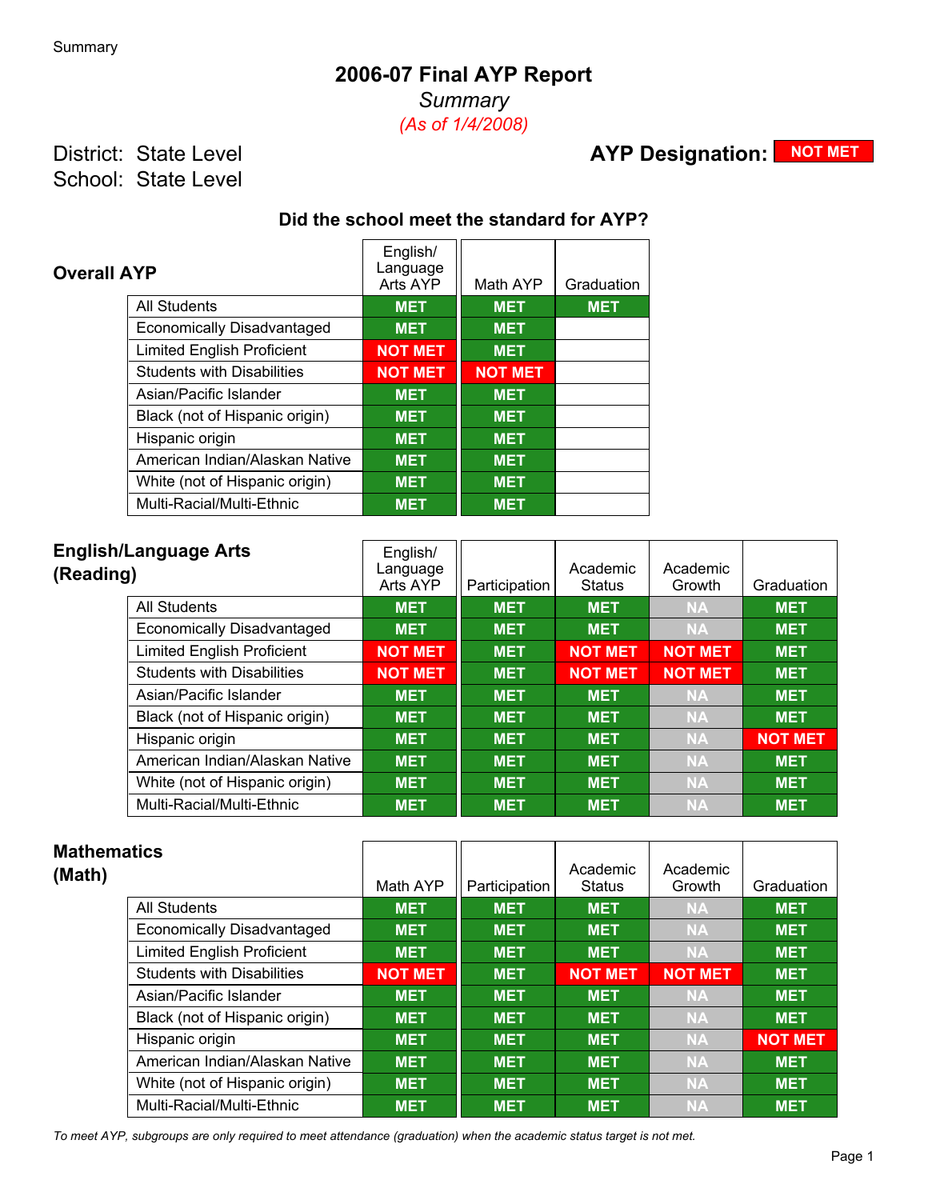# 2006-07 Final AYP Report

*Summary*

*(As of 1/4/2008)*

District: State Level

School: State Level

**AYP Designation: NOT MET**

### Did the school meet the standard for AYP?

## Overall AYP

| | English/ Language Arts AYP | Math AYP | Graduation |
|---|---|---|---|
| All Students | MET | MET | MET |
| Economically Disadvantaged | MET | MET | |
| Limited English Proficient | NOT MET | MET | |
| Students with Disabilities | NOT MET | NOT MET | |
| Asian/Pacific Islander | MET | MET | |
| Black (not of Hispanic origin) | MET | MET | |
| Hispanic origin | MET | MET | |
| American Indian/Alaskan Native | MET | MET | |
| White (not of Hispanic origin) | MET | MET | |
| Multi-Racial/Multi-Ethnic | MET | MET | |

## English/Language Arts (Reading)

| | English/ Language Arts AYP | Participation | Academic Status | Academic Growth | Graduation |
|---|---|---|---|---|---|
| All Students | MET | MET | MET | NA | MET |
| Economically Disadvantaged | MET | MET | MET | NA | MET |
| Limited English Proficient | NOT MET | MET | NOT MET | NOT MET | MET |
| Students with Disabilities | NOT MET | MET | NOT MET | NOT MET | MET |
| Asian/Pacific Islander | MET | MET | MET | NA | MET |
| Black (not of Hispanic origin) | MET | MET | MET | NA | MET |
| Hispanic origin | MET | MET | MET | NA | NOT MET |
| American Indian/Alaskan Native | MET | MET | MET | NA | MET |
| White (not of Hispanic origin) | MET | MET | MET | NA | MET |
| Multi-Racial/Multi-Ethnic | MET | MET | MET | NA | MET |

## Mathematics (Math)

| | Math AYP | Participation | Academic Status | Academic Growth | Graduation |
|---|---|---|---|---|---|
| All Students | MET | MET | MET | NA | MET |
| Economically Disadvantaged | MET | MET | MET | NA | MET |
| Limited English Proficient | MET | MET | MET | NA | MET |
| Students with Disabilities | NOT MET | MET | NOT MET | NOT MET | MET |
| Asian/Pacific Islander | MET | MET | MET | NA | MET |
| Black (not of Hispanic origin) | MET | MET | MET | NA | MET |
| Hispanic origin | MET | MET | MET | NA | NOT MET |
| American Indian/Alaskan Native | MET | MET | MET | NA | MET |
| White (not of Hispanic origin) | MET | MET | MET | NA | MET |
| Multi-Racial/Multi-Ethnic | MET | MET | MET | NA | MET |

*To meet AYP, subgroups are only required to meet attendance (graduation) when the academic status target is not met.*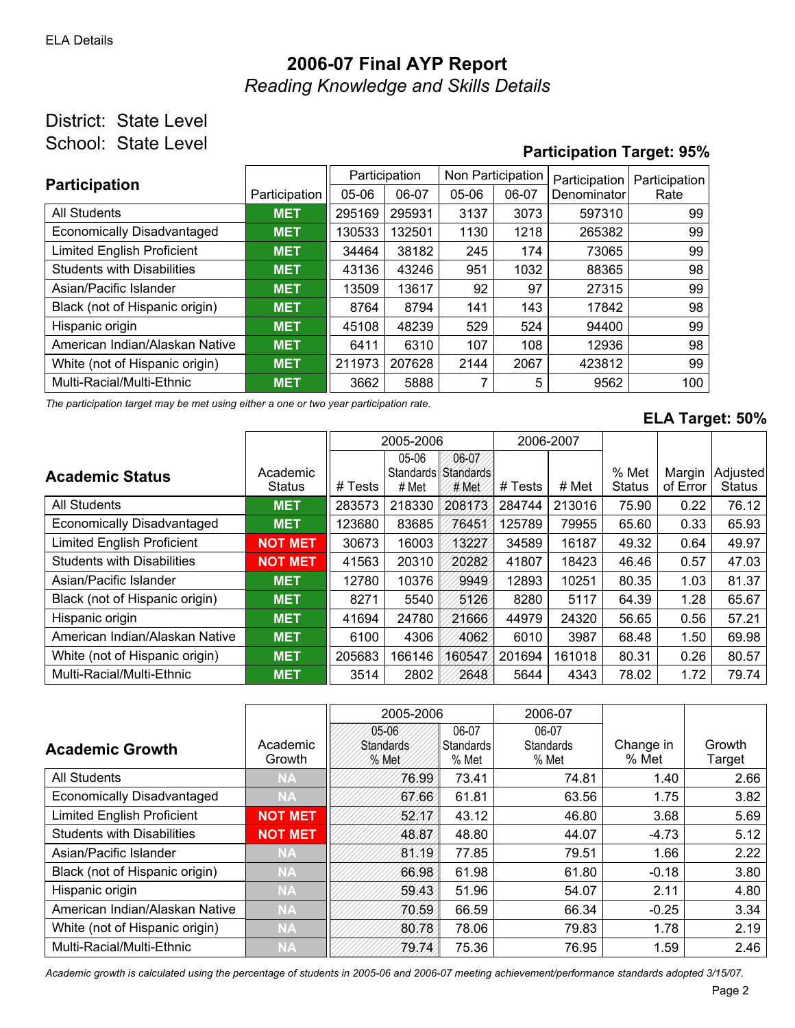ELA Details

# 2006-07 Final AYP Report

*Reading Knowledge and Skills Details*

District: State Level

School: State Level

**Participation Target: 95%**

| Participation | Participation | Participation 05-06 | Participation 06-07 | Non Participation 05-06 | Non Participation 06-07 | Participation Denominator | Participation Rate |
|---|---|---|---|---|---|---|---|
| All Students | MET | 295169 | 295931 | 3137 | 3073 | 597310 | 99 |
| Economically Disadvantaged | MET | 130533 | 132501 | 1130 | 1218 | 265382 | 99 |
| Limited English Proficient | MET | 34464 | 38182 | 245 | 174 | 73065 | 99 |
| Students with Disabilities | MET | 43136 | 43246 | 951 | 1032 | 88365 | 98 |
| Asian/Pacific Islander | MET | 13509 | 13617 | 92 | 97 | 27315 | 99 |
| Black (not of Hispanic origin) | MET | 8764 | 8794 | 141 | 143 | 17842 | 98 |
| Hispanic origin | MET | 45108 | 48239 | 529 | 524 | 94400 | 99 |
| American Indian/Alaskan Native | MET | 6411 | 6310 | 107 | 108 | 12936 | 98 |
| White (not of Hispanic origin) | MET | 211973 | 207628 | 2144 | 2067 | 423812 | 99 |
| Multi-Racial/Multi-Ethnic | MET | 3662 | 5888 | 7 | 5 | 9562 | 100 |

*The participation target may be met using either a one or two year participation rate.*

**ELA Target: 50%**

| Academic Status | Academic Status | 2005-2006 # Tests | 2005-2006 05-06 Standards # Met | 2005-2006 06-07 Standards # Met | 2006-2007 # Tests | 2006-2007 # Met | % Met Status | Margin of Error | Adjusted Status |
|---|---|---|---|---|---|---|---|---|---|
| All Students | MET | 283573 | 218330 | 208173 | 284744 | 213016 | 75.90 | 0.22 | 76.12 |
| Economically Disadvantaged | MET | 123680 | 83685 | 76451 | 125789 | 79955 | 65.60 | 0.33 | 65.93 |
| Limited English Proficient | NOT MET | 30673 | 16003 | 13227 | 34589 | 16187 | 49.32 | 0.64 | 49.97 |
| Students with Disabilities | NOT MET | 41563 | 20310 | 20282 | 41807 | 18423 | 46.46 | 0.57 | 47.03 |
| Asian/Pacific Islander | MET | 12780 | 10376 | 9949 | 12893 | 10251 | 80.35 | 1.03 | 81.37 |
| Black (not of Hispanic origin) | MET | 8271 | 5540 | 5126 | 8280 | 5117 | 64.39 | 1.28 | 65.67 |
| Hispanic origin | MET | 41694 | 24780 | 21666 | 44979 | 24320 | 56.65 | 0.56 | 57.21 |
| American Indian/Alaskan Native | MET | 6100 | 4306 | 4062 | 6010 | 3987 | 68.48 | 1.50 | 69.98 |
| White (not of Hispanic origin) | MET | 205683 | 166146 | 160547 | 201694 | 161018 | 80.31 | 0.26 | 80.57 |
| Multi-Racial/Multi-Ethnic | MET | 3514 | 2802 | 2648 | 5644 | 4343 | 78.02 | 1.72 | 79.74 |

| Academic Growth | Academic Growth | 2005-2006 05-06 Standards % Met | 2005-2006 06-07 Standards % Met | 2006-07 06-07 Standards % Met | Change in % Met | Growth Target |
|---|---|---|---|---|---|---|
| All Students | NA | 76.99 | 73.41 | 74.81 | 1.40 | 2.66 |
| Economically Disadvantaged | NA | 67.66 | 61.81 | 63.56 | 1.75 | 3.82 |
| Limited English Proficient | NOT MET | 52.17 | 43.12 | 46.80 | 3.68 | 5.69 |
| Students with Disabilities | NOT MET | 48.87 | 48.80 | 44.07 | -4.73 | 5.12 |
| Asian/Pacific Islander | NA | 81.19 | 77.85 | 79.51 | 1.66 | 2.22 |
| Black (not of Hispanic origin) | NA | 66.98 | 61.98 | 61.80 | -0.18 | 3.80 |
| Hispanic origin | NA | 59.43 | 51.96 | 54.07 | 2.11 | 4.80 |
| American Indian/Alaskan Native | NA | 70.59 | 66.59 | 66.34 | -0.25 | 3.34 |
| White (not of Hispanic origin) | NA | 80.78 | 78.06 | 79.83 | 1.78 | 2.19 |
| Multi-Racial/Multi-Ethnic | NA | 79.74 | 75.36 | 76.95 | 1.59 | 2.46 |

*Academic growth is calculated using the percentage of students in 2005-06 and 2006-07 meeting achievement/performance standards adopted 3/15/07.*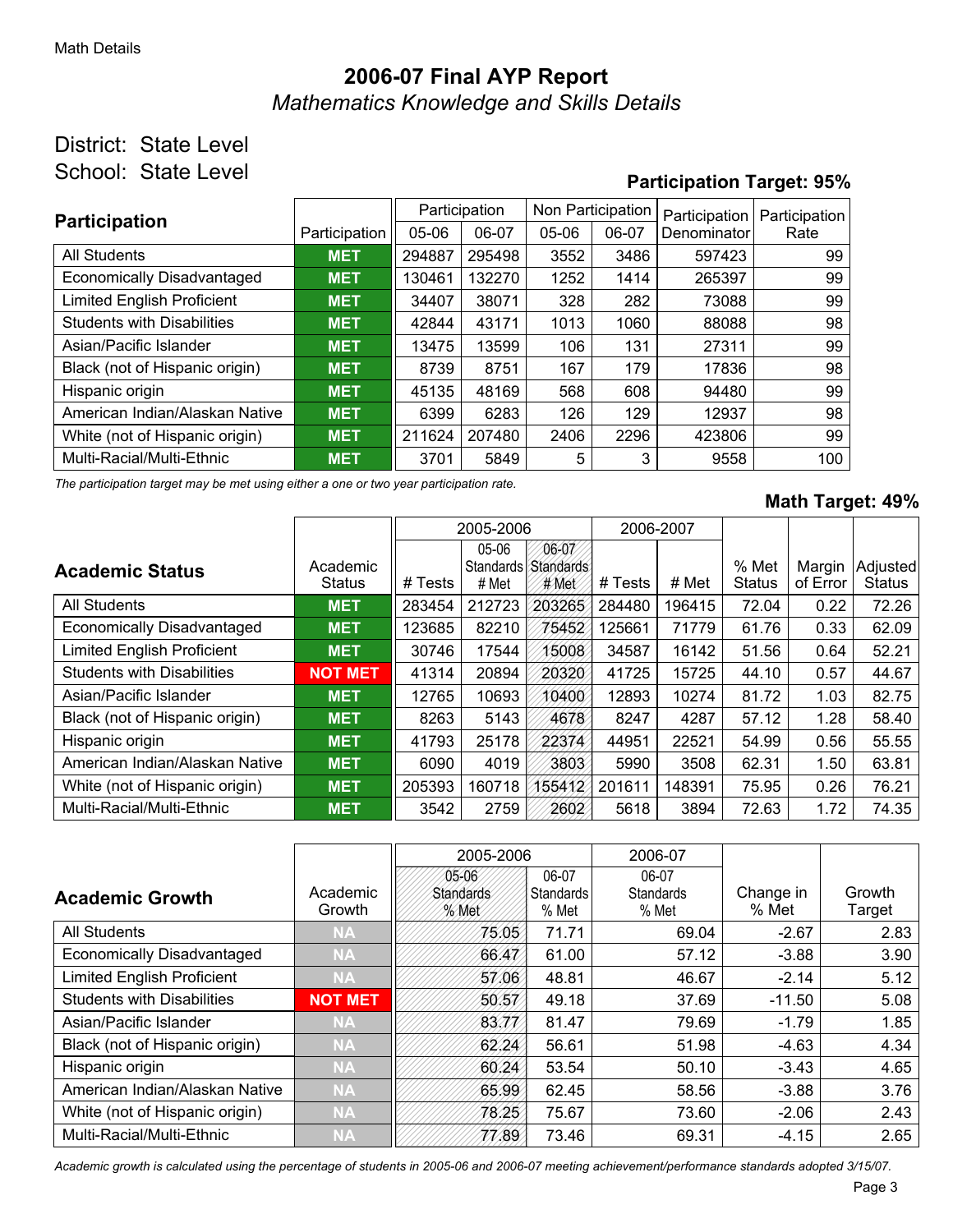Math Details

# 2006-07 Final AYP Report

*Mathematics Knowledge and Skills Details*

District: State Level

School: State Level

**Participation Target: 95%**

| Participation | Participation | Participation | | Non Participation | | Participation Denominator | Participation Rate |
|---|---|---|---|---|---|---|---|
| | | 05-06 | 06-07 | 05-06 | 06-07 | | |
| All Students | MET | 294887 | 295498 | 3552 | 3486 | 597423 | 99 |
| Economically Disadvantaged | MET | 130461 | 132270 | 1252 | 1414 | 265397 | 99 |
| Limited English Proficient | MET | 34407 | 38071 | 328 | 282 | 73088 | 99 |
| Students with Disabilities | MET | 42844 | 43171 | 1013 | 1060 | 88088 | 98 |
| Asian/Pacific Islander | MET | 13475 | 13599 | 106 | 131 | 27311 | 99 |
| Black (not of Hispanic origin) | MET | 8739 | 8751 | 167 | 179 | 17836 | 98 |
| Hispanic origin | MET | 45135 | 48169 | 568 | 608 | 94480 | 99 |
| American Indian/Alaskan Native | MET | 6399 | 6283 | 126 | 129 | 12937 | 98 |
| White (not of Hispanic origin) | MET | 211624 | 207480 | 2406 | 2296 | 423806 | 99 |
| Multi-Racial/Multi-Ethnic | MET | 3701 | 5849 | 5 | 3 | 9558 | 100 |

*The participation target may be met using either a one or two year participation rate.*

**Math Target: 49%**

| Academic Status | Academic Status | 2005-2006 | | | 2006-2007 | | % Met Status | Margin of Error | Adjusted Status |
|---|---|---|---|---|---|---|---|---|---|
| | | # Tests | 05-06 Standards # Met | 06-07 Standards # Met | # Tests | # Met | | | |
| All Students | MET | 283454 | 212723 | 203265 | 284480 | 196415 | 72.04 | 0.22 | 72.26 |
| Economically Disadvantaged | MET | 123685 | 82210 | 75452 | 125661 | 71779 | 61.76 | 0.33 | 62.09 |
| Limited English Proficient | MET | 30746 | 17544 | 15008 | 34587 | 16142 | 51.56 | 0.64 | 52.21 |
| Students with Disabilities | NOT MET | 41314 | 20894 | 20320 | 41725 | 15725 | 44.10 | 0.57 | 44.67 |
| Asian/Pacific Islander | MET | 12765 | 10693 | 10400 | 12893 | 10274 | 81.72 | 1.03 | 82.75 |
| Black (not of Hispanic origin) | MET | 8263 | 5143 | 4678 | 8247 | 4287 | 57.12 | 1.28 | 58.40 |
| Hispanic origin | MET | 41793 | 25178 | 22374 | 44951 | 22521 | 54.99 | 0.56 | 55.55 |
| American Indian/Alaskan Native | MET | 6090 | 4019 | 3803 | 5990 | 3508 | 62.31 | 1.50 | 63.81 |
| White (not of Hispanic origin) | MET | 205393 | 160718 | 155412 | 201611 | 148391 | 75.95 | 0.26 | 76.21 |
| Multi-Racial/Multi-Ethnic | MET | 3542 | 2759 | 2602 | 5618 | 3894 | 72.63 | 1.72 | 74.35 |

| Academic Growth | Academic Growth | 2005-2006 | | 2006-07 | Change in % Met | Growth Target |
|---|---|---|---|---|---|---|
| | | 05-06 Standards % Met | 06-07 Standards % Met | 06-07 Standards % Met | | |
| All Students | NA | 75.05 | 71.71 | 69.04 | -2.67 | 2.83 |
| Economically Disadvantaged | NA | 66.47 | 61.00 | 57.12 | -3.88 | 3.90 |
| Limited English Proficient | NA | 57.06 | 48.81 | 46.67 | -2.14 | 5.12 |
| Students with Disabilities | NOT MET | 50.57 | 49.18 | 37.69 | -11.50 | 5.08 |
| Asian/Pacific Islander | NA | 83.77 | 81.47 | 79.69 | -1.79 | 1.85 |
| Black (not of Hispanic origin) | NA | 62.24 | 56.61 | 51.98 | -4.63 | 4.34 |
| Hispanic origin | NA | 60.24 | 53.54 | 50.10 | -3.43 | 4.65 |
| American Indian/Alaskan Native | NA | 65.99 | 62.45 | 58.56 | -3.88 | 3.76 |
| White (not of Hispanic origin) | NA | 78.25 | 75.67 | 73.60 | -2.06 | 2.43 |
| Multi-Racial/Multi-Ethnic | NA | 77.89 | 73.46 | 69.31 | -4.15 | 2.65 |

*Academic growth is calculated using the percentage of students in 2005-06 and 2006-07 meeting achievement/performance standards adopted 3/15/07.*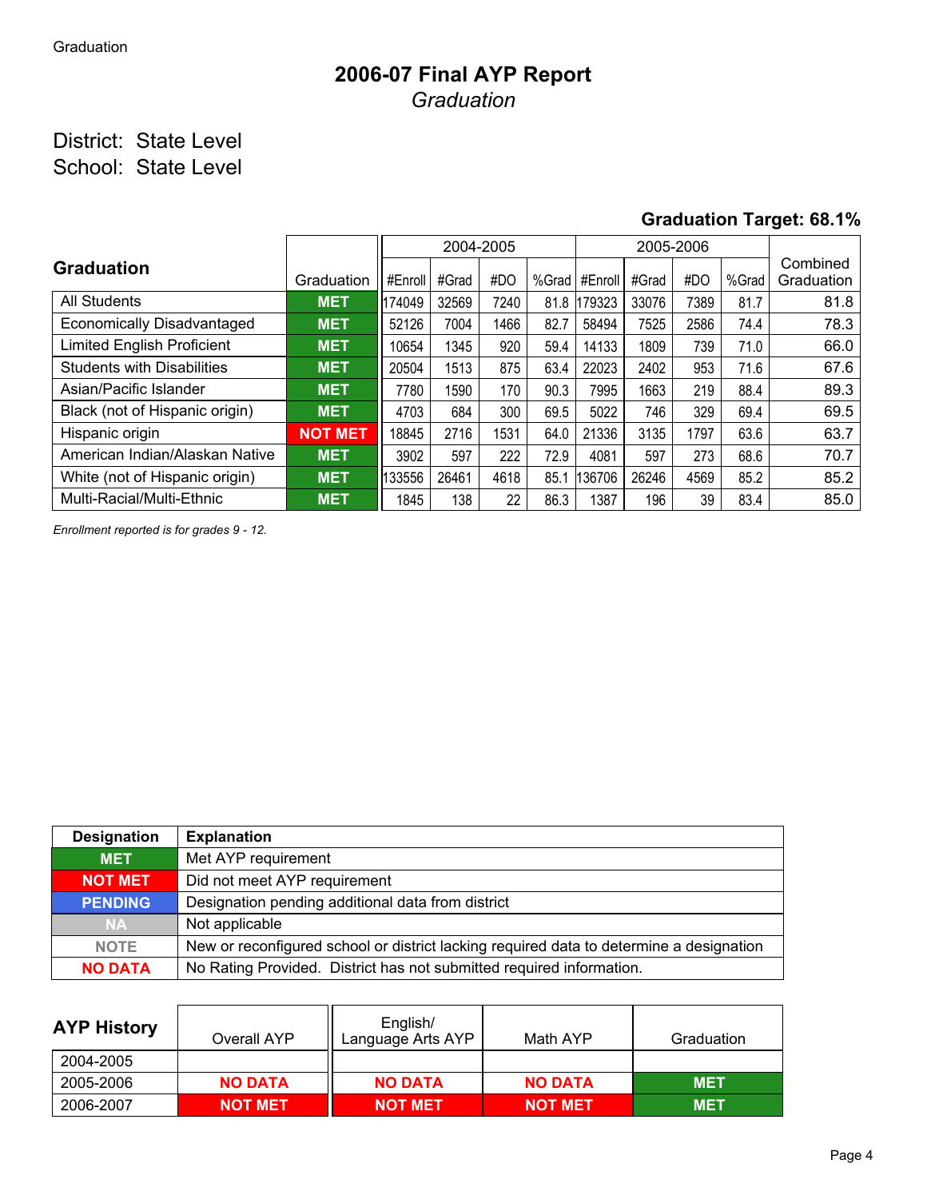Graduation

# 2006-07 Final AYP Report
*Graduation*

District: State Level
School: State Level

**Graduation Target: 68.1%**

| Graduation | Graduation | 2004-2005 | | | | 2005-2006 | | | | Combined Graduation |
|---|---|---|---|---|---|---|---|---|---|---|
| | | #Enroll | #Grad | #DO | %Grad | #Enroll | #Grad | #DO | %Grad | |
| All Students | MET | 174049 | 32569 | 7240 | 81.8 | 179323 | 33076 | 7389 | 81.7 | 81.8 |
| Economically Disadvantaged | MET | 52126 | 7004 | 1466 | 82.7 | 58494 | 7525 | 2586 | 74.4 | 78.3 |
| Limited English Proficient | MET | 10654 | 1345 | 920 | 59.4 | 14133 | 1809 | 739 | 71.0 | 66.0 |
| Students with Disabilities | MET | 20504 | 1513 | 875 | 63.4 | 22023 | 2402 | 953 | 71.6 | 67.6 |
| Asian/Pacific Islander | MET | 7780 | 1590 | 170 | 90.3 | 7995 | 1663 | 219 | 88.4 | 89.3 |
| Black (not of Hispanic origin) | MET | 4703 | 684 | 300 | 69.5 | 5022 | 746 | 329 | 69.4 | 69.5 |
| Hispanic origin | NOT MET | 18845 | 2716 | 1531 | 64.0 | 21336 | 3135 | 1797 | 63.6 | 63.7 |
| American Indian/Alaskan Native | MET | 3902 | 597 | 222 | 72.9 | 4081 | 597 | 273 | 68.6 | 70.7 |
| White (not of Hispanic origin) | MET | 133556 | 26461 | 4618 | 85.1 | 136706 | 26246 | 4569 | 85.2 | 85.2 |
| Multi-Racial/Multi-Ethnic | MET | 1845 | 138 | 22 | 86.3 | 1387 | 196 | 39 | 83.4 | 85.0 |

*Enrollment reported is for grades 9 - 12.*

| Designation | Explanation |
|---|---|
| MET | Met AYP requirement |
| NOT MET | Did not meet AYP requirement |
| PENDING | Designation pending additional data from district |
| NA | Not applicable |
| NOTE | New or reconfigured school or district lacking required data to determine a designation |
| NO DATA | No Rating Provided. District has not submitted required information. |

| AYP History | Overall AYP | English/ Language Arts AYP | Math AYP | Graduation |
|---|---|---|---|---|
| 2004-2005 | | | | |
| 2005-2006 | NO DATA | NO DATA | NO DATA | MET |
| 2006-2007 | NOT MET | NOT MET | NOT MET | MET |